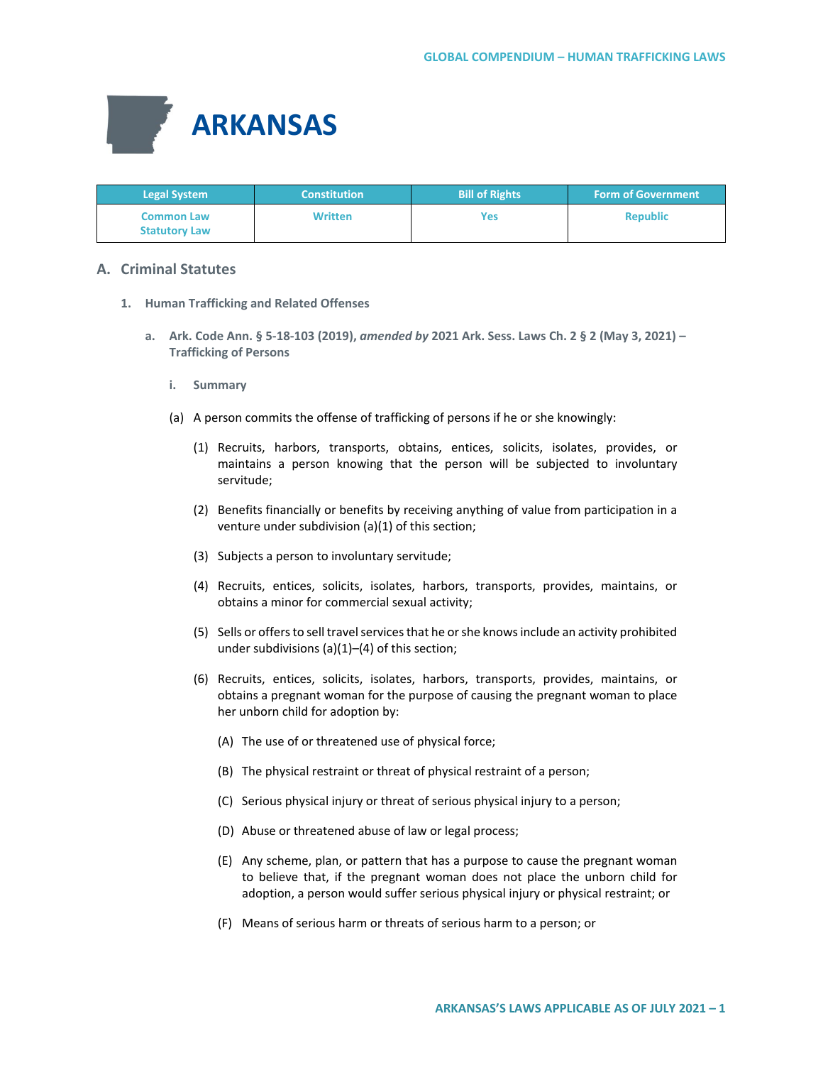# ARKANSAS

| Legal System | Constitution | Bill of Rights | Form of Government |
|---|---|---|---|
| Common Law<br>Statutory Law | Written | Yes | Republic |

## A. Criminal Statutes

### 1. Human Trafficking and Related Offenses

#### a. Ark. Code Ann. § 5-18-103 (2019), *amended by* 2021 Ark. Sess. Laws Ch. 2 § 2 (May 3, 2021) – Trafficking of Persons

##### i. Summary

(a) A person commits the offense of trafficking of persons if he or she knowingly:

(1) Recruits, harbors, transports, obtains, entices, solicits, isolates, provides, or maintains a person knowing that the person will be subjected to involuntary servitude;

(2) Benefits financially or benefits by receiving anything of value from participation in a venture under subdivision (a)(1) of this section;

(3) Subjects a person to involuntary servitude;

(4) Recruits, entices, solicits, isolates, harbors, transports, provides, maintains, or obtains a minor for commercial sexual activity;

(5) Sells or offers to sell travel services that he or she knows include an activity prohibited under subdivisions (a)(1)–(4) of this section;

(6) Recruits, entices, solicits, isolates, harbors, transports, provides, maintains, or obtains a pregnant woman for the purpose of causing the pregnant woman to place her unborn child for adoption by:

(A) The use of or threatened use of physical force;

(B) The physical restraint or threat of physical restraint of a person;

(C) Serious physical injury or threat of serious physical injury to a person;

(D) Abuse or threatened abuse of law or legal process;

(E) Any scheme, plan, or pattern that has a purpose to cause the pregnant woman to believe that, if the pregnant woman does not place the unborn child for adoption, a person would suffer serious physical injury or physical restraint; or

(F) Means of serious harm or threats of serious harm to a person; or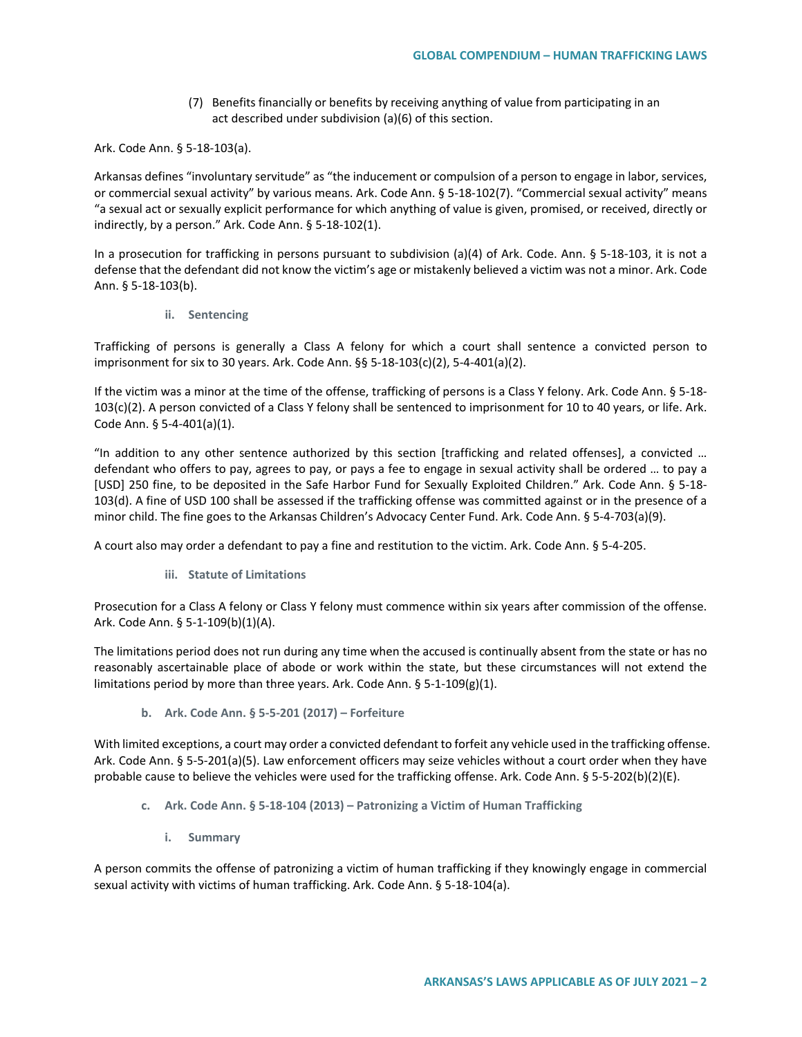(7) Benefits financially or benefits by receiving anything of value from participating in an act described under subdivision (a)(6) of this section.

Ark. Code Ann. § 5-18-103(a).

Arkansas defines "involuntary servitude" as "the inducement or compulsion of a person to engage in labor, services, or commercial sexual activity" by various means. Ark. Code Ann. § 5-18-102(7). "Commercial sexual activity" means "a sexual act or sexually explicit performance for which anything of value is given, promised, or received, directly or indirectly, by a person." Ark. Code Ann. § 5-18-102(1).

In a prosecution for trafficking in persons pursuant to subdivision (a)(4) of Ark. Code. Ann. § 5-18-103, it is not a defense that the defendant did not know the victim's age or mistakenly believed a victim was not a minor. Ark. Code Ann. § 5-18-103(b).

#### ii. Sentencing

Trafficking of persons is generally a Class A felony for which a court shall sentence a convicted person to imprisonment for six to 30 years. Ark. Code Ann. §§ 5-18-103(c)(2), 5-4-401(a)(2).

If the victim was a minor at the time of the offense, trafficking of persons is a Class Y felony. Ark. Code Ann. § 5-18-103(c)(2). A person convicted of a Class Y felony shall be sentenced to imprisonment for 10 to 40 years, or life. Ark. Code Ann. § 5-4-401(a)(1).

"In addition to any other sentence authorized by this section [trafficking and related offenses], a convicted … defendant who offers to pay, agrees to pay, or pays a fee to engage in sexual activity shall be ordered … to pay a [USD] 250 fine, to be deposited in the Safe Harbor Fund for Sexually Exploited Children." Ark. Code Ann. § 5-18-103(d). A fine of USD 100 shall be assessed if the trafficking offense was committed against or in the presence of a minor child. The fine goes to the Arkansas Children's Advocacy Center Fund. Ark. Code Ann. § 5-4-703(a)(9).

A court also may order a defendant to pay a fine and restitution to the victim. Ark. Code Ann. § 5-4-205.

#### iii. Statute of Limitations

Prosecution for a Class A felony or Class Y felony must commence within six years after commission of the offense. Ark. Code Ann. § 5-1-109(b)(1)(A).

The limitations period does not run during any time when the accused is continually absent from the state or has no reasonably ascertainable place of abode or work within the state, but these circumstances will not extend the limitations period by more than three years. Ark. Code Ann. § 5-1-109(g)(1).

### b. Ark. Code Ann. § 5-5-201 (2017) – Forfeiture

With limited exceptions, a court may order a convicted defendant to forfeit any vehicle used in the trafficking offense. Ark. Code Ann. § 5-5-201(a)(5). Law enforcement officers may seize vehicles without a court order when they have probable cause to believe the vehicles were used for the trafficking offense. Ark. Code Ann. § 5-5-202(b)(2)(E).

### c. Ark. Code Ann. § 5-18-104 (2013) – Patronizing a Victim of Human Trafficking

#### i. Summary

A person commits the offense of patronizing a victim of human trafficking if they knowingly engage in commercial sexual activity with victims of human trafficking. Ark. Code Ann. § 5-18-104(a).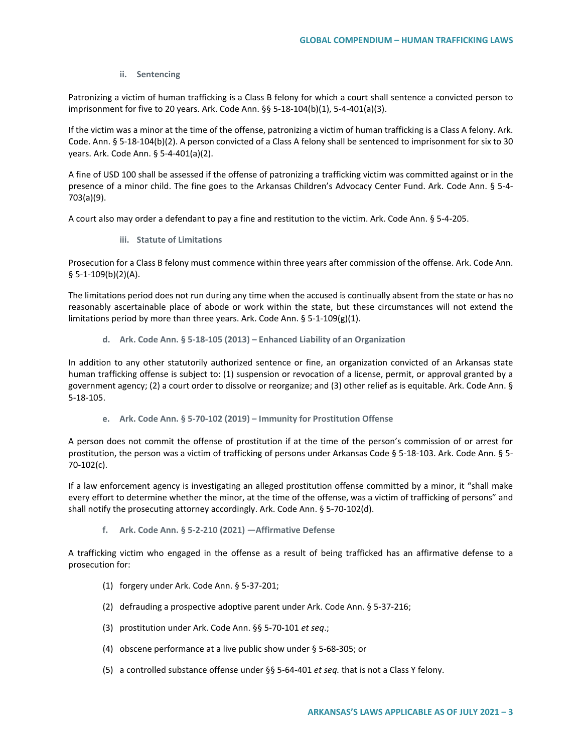#### ii. Sentencing

Patronizing a victim of human trafficking is a Class B felony for which a court shall sentence a convicted person to imprisonment for five to 20 years. Ark. Code Ann. §§ 5-18-104(b)(1), 5-4-401(a)(3).

If the victim was a minor at the time of the offense, patronizing a victim of human trafficking is a Class A felony. Ark. Code. Ann. § 5-18-104(b)(2). A person convicted of a Class A felony shall be sentenced to imprisonment for six to 30 years. Ark. Code Ann. § 5-4-401(a)(2).

A fine of USD 100 shall be assessed if the offense of patronizing a trafficking victim was committed against or in the presence of a minor child. The fine goes to the Arkansas Children's Advocacy Center Fund. Ark. Code Ann. § 5-4-703(a)(9).

A court also may order a defendant to pay a fine and restitution to the victim. Ark. Code Ann. § 5-4-205.

#### iii. Statute of Limitations

Prosecution for a Class B felony must commence within three years after commission of the offense. Ark. Code Ann. § 5-1-109(b)(2)(A).

The limitations period does not run during any time when the accused is continually absent from the state or has no reasonably ascertainable place of abode or work within the state, but these circumstances will not extend the limitations period by more than three years. Ark. Code Ann. § 5-1-109(g)(1).

### d. Ark. Code Ann. § 5-18-105 (2013) – Enhanced Liability of an Organization

In addition to any other statutorily authorized sentence or fine, an organization convicted of an Arkansas state human trafficking offense is subject to: (1) suspension or revocation of a license, permit, or approval granted by a government agency; (2) a court order to dissolve or reorganize; and (3) other relief as is equitable. Ark. Code Ann. § 5-18-105.

### e. Ark. Code Ann. § 5-70-102 (2019) – Immunity for Prostitution Offense

A person does not commit the offense of prostitution if at the time of the person's commission of or arrest for prostitution, the person was a victim of trafficking of persons under Arkansas Code § 5-18-103. Ark. Code Ann. § 5-70-102(c).

If a law enforcement agency is investigating an alleged prostitution offense committed by a minor, it "shall make every effort to determine whether the minor, at the time of the offense, was a victim of trafficking of persons" and shall notify the prosecuting attorney accordingly. Ark. Code Ann. § 5-70-102(d).

### f. Ark. Code Ann. § 5-2-210 (2021) —Affirmative Defense

A trafficking victim who engaged in the offense as a result of being trafficked has an affirmative defense to a prosecution for:

(1) forgery under Ark. Code Ann. § 5-37-201;

(2) defrauding a prospective adoptive parent under Ark. Code Ann. § 5-37-216;

(3) prostitution under Ark. Code Ann. §§ 5-70-101 *et seq.*;

(4) obscene performance at a live public show under § 5-68-305; or

(5) a controlled substance offense under §§ 5-64-401 *et seq.* that is not a Class Y felony.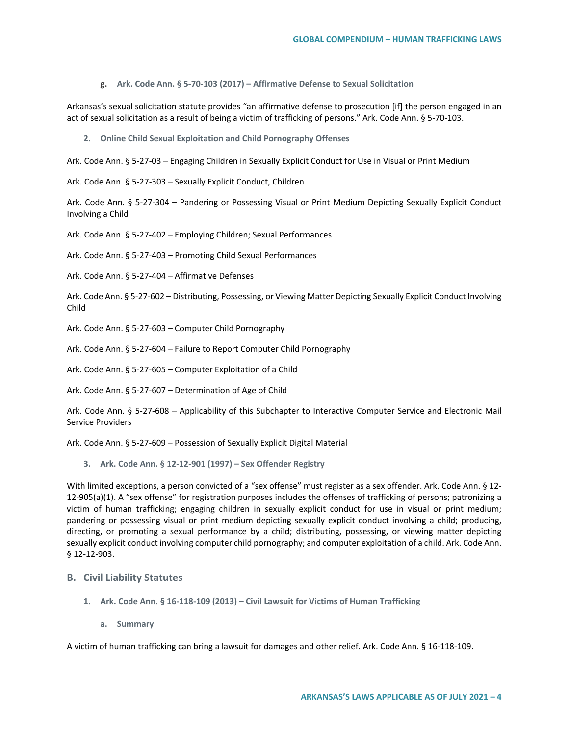#### g. Ark. Code Ann. § 5-70-103 (2017) – Affirmative Defense to Sexual Solicitation

Arkansas's sexual solicitation statute provides "an affirmative defense to prosecution [if] the person engaged in an act of sexual solicitation as a result of being a victim of trafficking of persons." Ark. Code Ann. § 5-70-103.

### 2. Online Child Sexual Exploitation and Child Pornography Offenses

Ark. Code Ann. § 5-27-03 – Engaging Children in Sexually Explicit Conduct for Use in Visual or Print Medium

Ark. Code Ann. § 5-27-303 – Sexually Explicit Conduct, Children

Ark. Code Ann. § 5-27-304 – Pandering or Possessing Visual or Print Medium Depicting Sexually Explicit Conduct Involving a Child

Ark. Code Ann. § 5-27-402 – Employing Children; Sexual Performances

Ark. Code Ann. § 5-27-403 – Promoting Child Sexual Performances

Ark. Code Ann. § 5-27-404 – Affirmative Defenses

Ark. Code Ann. § 5-27-602 – Distributing, Possessing, or Viewing Matter Depicting Sexually Explicit Conduct Involving Child

Ark. Code Ann. § 5-27-603 – Computer Child Pornography

Ark. Code Ann. § 5-27-604 – Failure to Report Computer Child Pornography

Ark. Code Ann. § 5-27-605 – Computer Exploitation of a Child

Ark. Code Ann. § 5-27-607 – Determination of Age of Child

Ark. Code Ann. § 5-27-608 – Applicability of this Subchapter to Interactive Computer Service and Electronic Mail Service Providers

Ark. Code Ann. § 5-27-609 – Possession of Sexually Explicit Digital Material

### 3. Ark. Code Ann. § 12-12-901 (1997) – Sex Offender Registry

With limited exceptions, a person convicted of a "sex offense" must register as a sex offender. Ark. Code Ann. § 12-12-905(a)(1). A "sex offense" for registration purposes includes the offenses of trafficking of persons; patronizing a victim of human trafficking; engaging children in sexually explicit conduct for use in visual or print medium; pandering or possessing visual or print medium depicting sexually explicit conduct involving a child; producing, directing, or promoting a sexual performance by a child; distributing, possessing, or viewing matter depicting sexually explicit conduct involving computer child pornography; and computer exploitation of a child. Ark. Code Ann. § 12-12-903.

## B. Civil Liability Statutes

### 1. Ark. Code Ann. § 16-118-109 (2013) – Civil Lawsuit for Victims of Human Trafficking

#### a. Summary

A victim of human trafficking can bring a lawsuit for damages and other relief. Ark. Code Ann. § 16-118-109.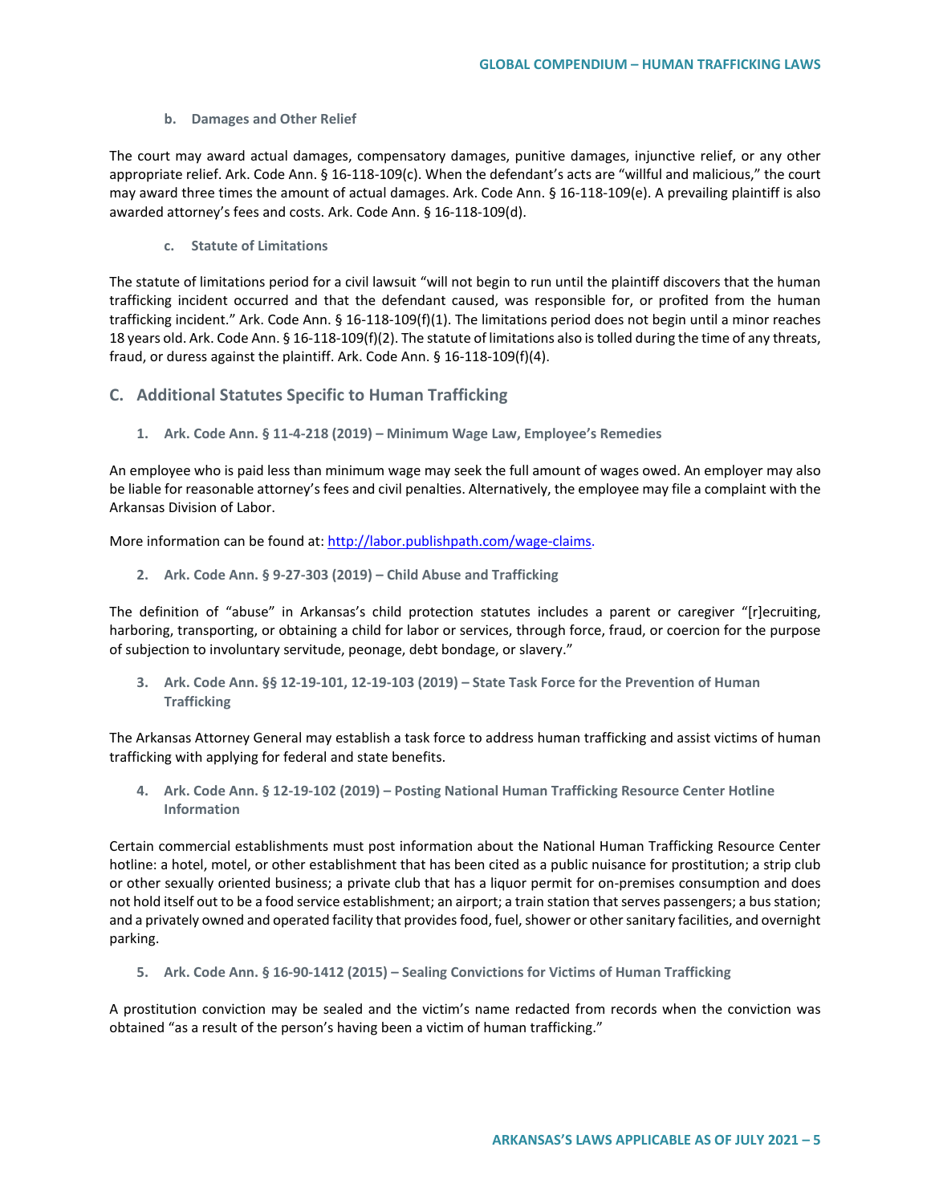#### b. Damages and Other Relief

The court may award actual damages, compensatory damages, punitive damages, injunctive relief, or any other appropriate relief. Ark. Code Ann. § 16-118-109(c). When the defendant's acts are "willful and malicious," the court may award three times the amount of actual damages. Ark. Code Ann. § 16-118-109(e). A prevailing plaintiff is also awarded attorney's fees and costs. Ark. Code Ann. § 16-118-109(d).

#### c. Statute of Limitations

The statute of limitations period for a civil lawsuit "will not begin to run until the plaintiff discovers that the human trafficking incident occurred and that the defendant caused, was responsible for, or profited from the human trafficking incident." Ark. Code Ann. § 16-118-109(f)(1). The limitations period does not begin until a minor reaches 18 years old. Ark. Code Ann. § 16-118-109(f)(2). The statute of limitations also is tolled during the time of any threats, fraud, or duress against the plaintiff. Ark. Code Ann. § 16-118-109(f)(4).

## C. Additional Statutes Specific to Human Trafficking

### 1. Ark. Code Ann. § 11-4-218 (2019) – Minimum Wage Law, Employee's Remedies

An employee who is paid less than minimum wage may seek the full amount of wages owed. An employer may also be liable for reasonable attorney's fees and civil penalties. Alternatively, the employee may file a complaint with the Arkansas Division of Labor.

More information can be found at: [http://labor.publishpath.com/wage-claims](http://labor.publishpath.com/wage-claims).

### 2. Ark. Code Ann. § 9-27-303 (2019) – Child Abuse and Trafficking

The definition of "abuse" in Arkansas's child protection statutes includes a parent or caregiver "[r]ecruiting, harboring, transporting, or obtaining a child for labor or services, through force, fraud, or coercion for the purpose of subjection to involuntary servitude, peonage, debt bondage, or slavery."

### 3. Ark. Code Ann. §§ 12-19-101, 12-19-103 (2019) – State Task Force for the Prevention of Human Trafficking

The Arkansas Attorney General may establish a task force to address human trafficking and assist victims of human trafficking with applying for federal and state benefits.

### 4. Ark. Code Ann. § 12-19-102 (2019) – Posting National Human Trafficking Resource Center Hotline Information

Certain commercial establishments must post information about the National Human Trafficking Resource Center hotline: a hotel, motel, or other establishment that has been cited as a public nuisance for prostitution; a strip club or other sexually oriented business; a private club that has a liquor permit for on-premises consumption and does not hold itself out to be a food service establishment; an airport; a train station that serves passengers; a bus station; and a privately owned and operated facility that provides food, fuel, shower or other sanitary facilities, and overnight parking.

### 5. Ark. Code Ann. § 16-90-1412 (2015) – Sealing Convictions for Victims of Human Trafficking

A prostitution conviction may be sealed and the victim's name redacted from records when the conviction was obtained "as a result of the person's having been a victim of human trafficking."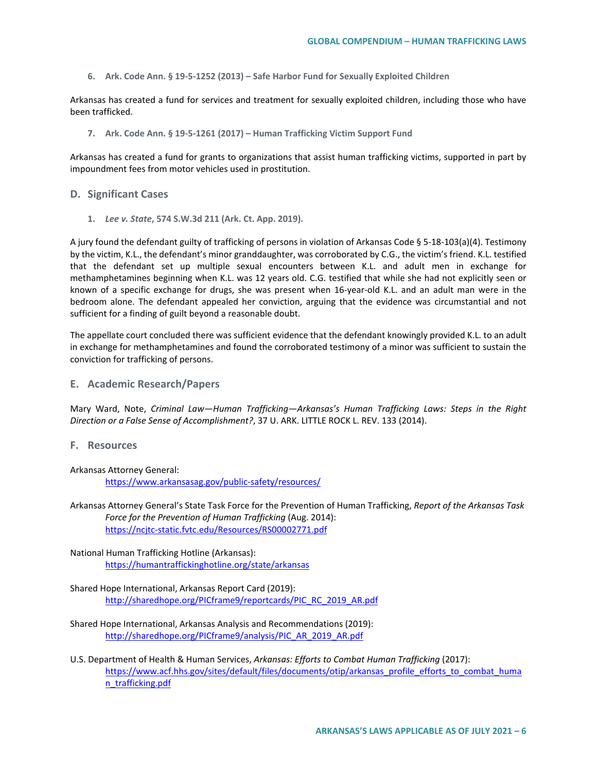6. **Ark. Code Ann. § 19-5-1252 (2013) – Safe Harbor Fund for Sexually Exploited Children**

Arkansas has created a fund for services and treatment for sexually exploited children, including those who have been trafficked.

7. **Ark. Code Ann. § 19-5-1261 (2017) – Human Trafficking Victim Support Fund**

Arkansas has created a fund for grants to organizations that assist human trafficking victims, supported in part by impoundment fees from motor vehicles used in prostitution.

## D. Significant Cases

1. ***Lee v. State*, 574 S.W.3d 211 (Ark. Ct. App. 2019).**

A jury found the defendant guilty of trafficking of persons in violation of Arkansas Code § 5-18-103(a)(4). Testimony by the victim, K.L., the defendant's minor granddaughter, was corroborated by C.G., the victim's friend. K.L. testified that the defendant set up multiple sexual encounters between K.L. and adult men in exchange for methamphetamines beginning when K.L. was 12 years old. C.G. testified that while she had not explicitly seen or known of a specific exchange for drugs, she was present when 16-year-old K.L. and an adult man were in the bedroom alone. The defendant appealed her conviction, arguing that the evidence was circumstantial and not sufficient for a finding of guilt beyond a reasonable doubt.

The appellate court concluded there was sufficient evidence that the defendant knowingly provided K.L. to an adult in exchange for methamphetamines and found the corroborated testimony of a minor was sufficient to sustain the conviction for trafficking of persons.

## E. Academic Research/Papers

Mary Ward, Note, *Criminal Law—Human Trafficking—Arkansas's Human Trafficking Laws: Steps in the Right Direction or a False Sense of Accomplishment?*, 37 U. ARK. LITTLE ROCK L. REV. 133 (2014).

## F. Resources

Arkansas Attorney General:
https://www.arkansasag.gov/public-safety/resources/

Arkansas Attorney General's State Task Force for the Prevention of Human Trafficking, *Report of the Arkansas Task Force for the Prevention of Human Trafficking* (Aug. 2014):
https://ncjtc-static.fvtc.edu/Resources/RS00002771.pdf

National Human Trafficking Hotline (Arkansas):
https://humantraffickinghotline.org/state/arkansas

Shared Hope International, Arkansas Report Card (2019):
http://sharedhope.org/PICframe9/reportcards/PIC_RC_2019_AR.pdf

Shared Hope International, Arkansas Analysis and Recommendations (2019):
http://sharedhope.org/PICframe9/analysis/PIC_AR_2019_AR.pdf

U.S. Department of Health & Human Services, *Arkansas: Efforts to Combat Human Trafficking* (2017):
https://www.acf.hhs.gov/sites/default/files/documents/otip/arkansas_profile_efforts_to_combat_human_trafficking.pdf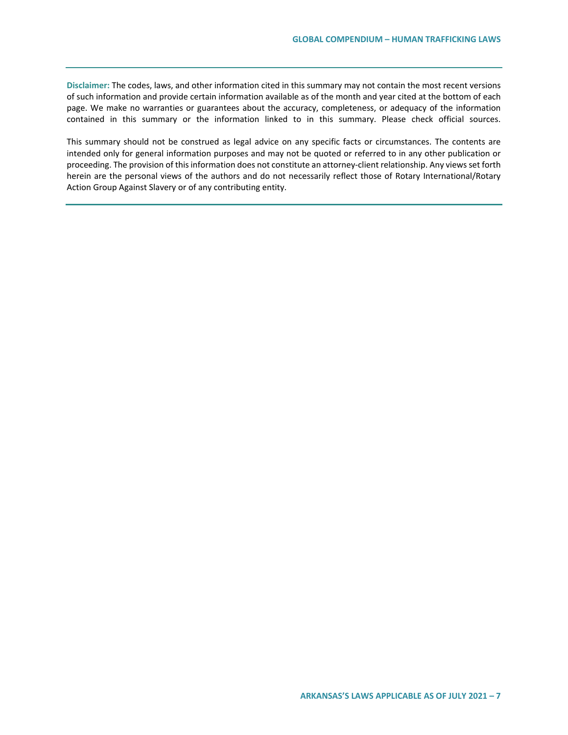**Disclaimer:** The codes, laws, and other information cited in this summary may not contain the most recent versions of such information and provide certain information available as of the month and year cited at the bottom of each page. We make no warranties or guarantees about the accuracy, completeness, or adequacy of the information contained in this summary or the information linked to in this summary. Please check official sources.

This summary should not be construed as legal advice on any specific facts or circumstances. The contents are intended only for general information purposes and may not be quoted or referred to in any other publication or proceeding. The provision of this information does not constitute an attorney-client relationship. Any views set forth herein are the personal views of the authors and do not necessarily reflect those of Rotary International/Rotary Action Group Against Slavery or of any contributing entity.